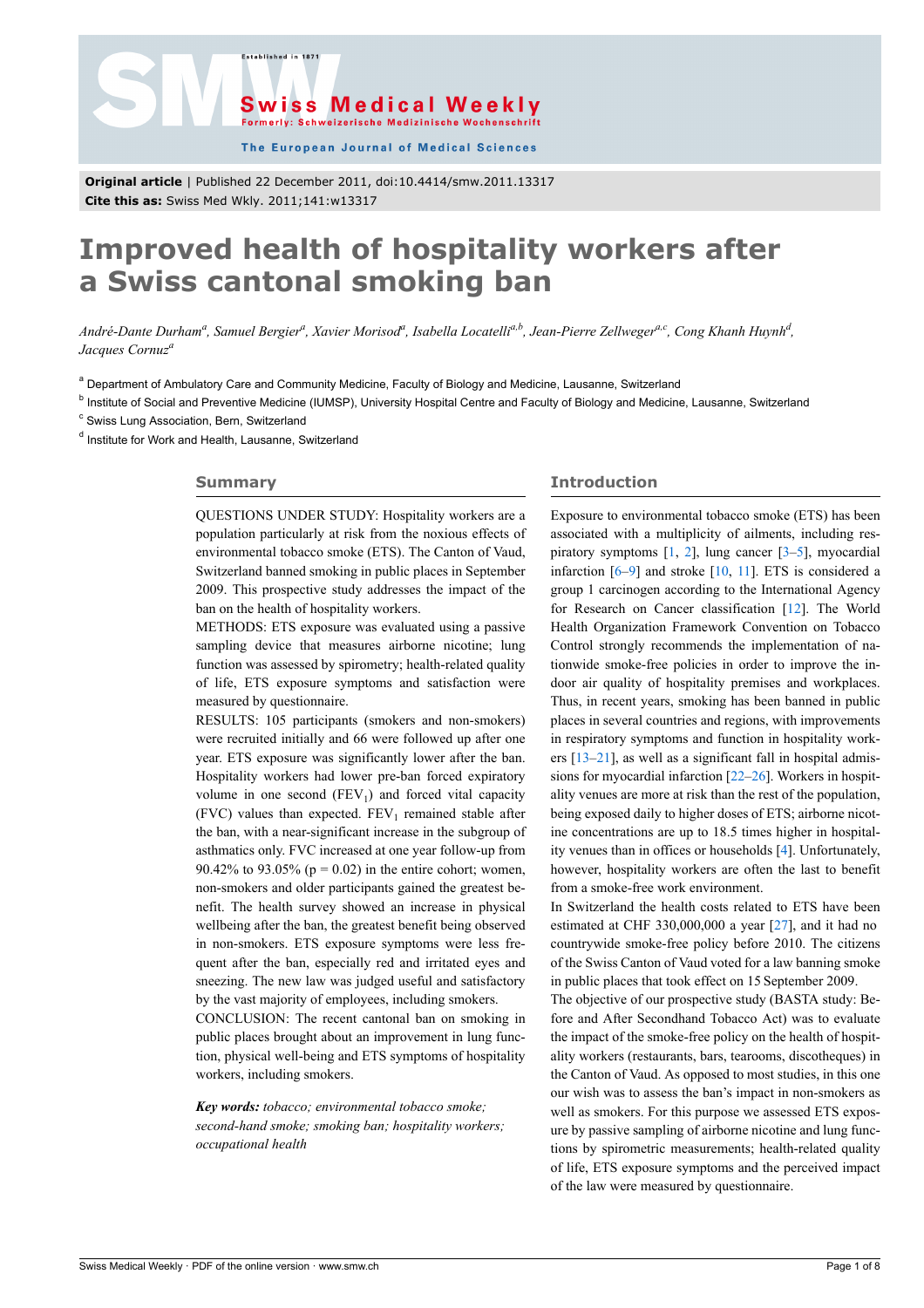**Original article** | Published 22 December 2011, doi:10.4414/smw.2011.13317
**Cite this as:** Swiss Med Wkly. 2011;141:w13317

# Improved health of hospitality workers after a Swiss cantonal smoking ban

*André-Dante Durham[a], Samuel Bergier[a], Xavier Morisod[a], Isabella Locatelli[a,b], Jean-Pierre Zellweger[a,c], Cong Khanh Huynh[d], Jacques Cornuz[a]*

[a] Department of Ambulatory Care and Community Medicine, Faculty of Biology and Medicine, Lausanne, Switzerland
[b] Institute of Social and Preventive Medicine (IUMSP), University Hospital Centre and Faculty of Biology and Medicine, Lausanne, Switzerland
[c] Swiss Lung Association, Bern, Switzerland
[d] Institute for Work and Health, Lausanne, Switzerland

## Summary

QUESTIONS UNDER STUDY: Hospitality workers are a population particularly at risk from the noxious effects of environmental tobacco smoke (ETS). The Canton of Vaud, Switzerland banned smoking in public places in September 2009. This prospective study addresses the impact of the ban on the health of hospitality workers.

METHODS: ETS exposure was evaluated using a passive sampling device that measures airborne nicotine; lung function was assessed by spirometry; health-related quality of life, ETS exposure symptoms and satisfaction were measured by questionnaire.

RESULTS: 105 participants (smokers and non-smokers) were recruited initially and 66 were followed up after one year. ETS exposure was significantly lower after the ban. Hospitality workers had lower pre-ban forced expiratory volume in one second ($FEV_1$) and forced vital capacity (FVC) values than expected. $FEV_1$ remained stable after the ban, with a near-significant increase in the subgroup of asthmatics only. FVC increased at one year follow-up from 90.42% to 93.05% ($p = 0.02$) in the entire cohort; women, non-smokers and older participants gained the greatest benefit. The health survey showed an increase in physical wellbeing after the ban, the greatest benefit being observed in non-smokers. ETS exposure symptoms were less frequent after the ban, especially red and irritated eyes and sneezing. The new law was judged useful and satisfactory by the vast majority of employees, including smokers.

CONCLUSION: The recent cantonal ban on smoking in public places brought about an improvement in lung function, physical well-being and ETS symptoms of hospitality workers, including smokers.

***Key words:*** *tobacco; environmental tobacco smoke; second-hand smoke; smoking ban; hospitality workers; occupational health*

## Introduction

Exposure to environmental tobacco smoke (ETS) has been associated with a multiplicity of ailments, including respiratory symptoms [1, 2], lung cancer [3–5], myocardial infarction [6–9] and stroke [10, 11]. ETS is considered a group 1 carcinogen according to the International Agency for Research on Cancer classification [12]. The World Health Organization Framework Convention on Tobacco Control strongly recommends the implementation of nationwide smoke-free policies in order to improve the indoor air quality of hospitality premises and workplaces. Thus, in recent years, smoking has been banned in public places in several countries and regions, with improvements in respiratory symptoms and function in hospitality workers [13–21], as well as a significant fall in hospital admissions for myocardial infarction [22–26]. Workers in hospitality venues are more at risk than the rest of the population, being exposed daily to higher doses of ETS; airborne nicotine concentrations are up to 18.5 times higher in hospitality venues than in offices or households [4]. Unfortunately, however, hospitality workers are often the last to benefit from a smoke-free work environment.

In Switzerland the health costs related to ETS have been estimated at CHF 330,000,000 a year [27], and it had no countrywide smoke-free policy before 2010. The citizens of the Swiss Canton of Vaud voted for a law banning smoke in public places that took effect on 15 September 2009.

The objective of our prospective study (BASTA study: Before and After Secondhand Tobacco Act) was to evaluate the impact of the smoke-free policy on the health of hospitality workers (restaurants, bars, tearooms, discotheques) in the Canton of Vaud. As opposed to most studies, in this one our wish was to assess the ban's impact in non-smokers as well as smokers. For this purpose we assessed ETS exposure by passive sampling of airborne nicotine and lung functions by spirometric measurements; health-related quality of life, ETS exposure symptoms and the perceived impact of the law were measured by questionnaire.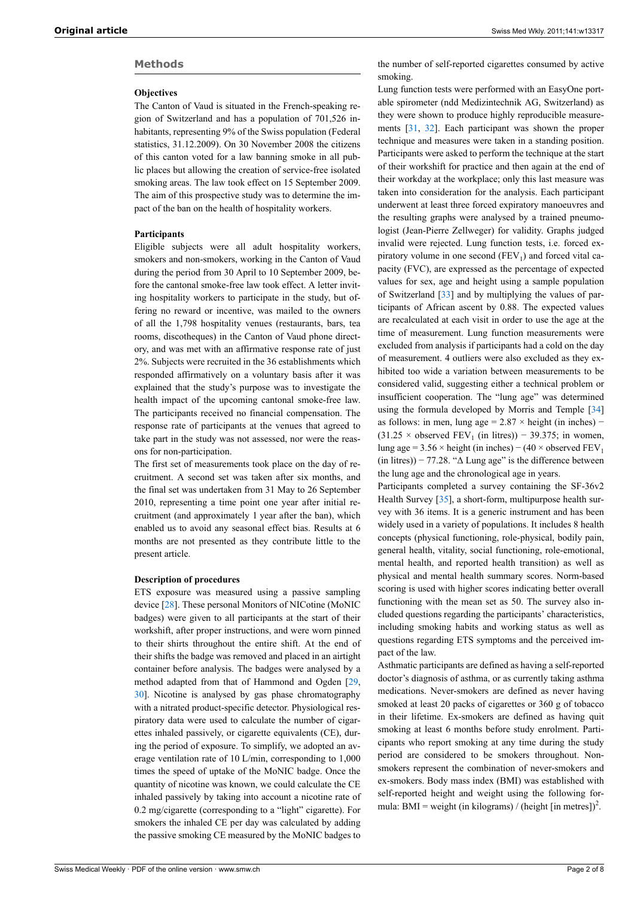## Methods

### Objectives

The Canton of Vaud is situated in the French-speaking region of Switzerland and has a population of 701,526 inhabitants, representing 9% of the Swiss population (Federal statistics, 31.12.2009). On 30 November 2008 the citizens of this canton voted for a law banning smoke in all public places but allowing the creation of service-free isolated smoking areas. The law took effect on 15 September 2009. The aim of this prospective study was to determine the impact of the ban on the health of hospitality workers.

### Participants

Eligible subjects were all adult hospitality workers, smokers and non-smokers, working in the Canton of Vaud during the period from 30 April to 10 September 2009, before the cantonal smoke-free law took effect. A letter inviting hospitality workers to participate in the study, but offering no reward or incentive, was mailed to the owners of all the 1,798 hospitality venues (restaurants, bars, tea rooms, discotheques) in the Canton of Vaud phone directory, and was met with an affirmative response rate of just 2%. Subjects were recruited in the 36 establishments which responded affirmatively on a voluntary basis after it was explained that the study's purpose was to investigate the health impact of the upcoming cantonal smoke-free law. The participants received no financial compensation. The response rate of participants at the venues that agreed to take part in the study was not assessed, nor were the reasons for non-participation.

The first set of measurements took place on the day of recruitment. A second set was taken after six months, and the final set was undertaken from 31 May to 26 September 2010, representing a time point one year after initial recruitment (and approximately 1 year after the ban), which enabled us to avoid any seasonal effect bias. Results at 6 months are not presented as they contribute little to the present article.

### Description of procedures

ETS exposure was measured using a passive sampling device [28]. These personal Monitors of NICotine (MoNIC badges) were given to all participants at the start of their workshift, after proper instructions, and were worn pinned to their shirts throughout the entire shift. At the end of their shifts the badge was removed and placed in an airtight container before analysis. The badges were analysed by a method adapted from that of Hammond and Ogden [29, 30]. Nicotine is analysed by gas phase chromatography with a nitrated product-specific detector. Physiological respiratory data were used to calculate the number of cigarettes inhaled passively, or cigarette equivalents (CE), during the period of exposure. To simplify, we adopted an average ventilation rate of 10 L/min, corresponding to 1,000 times the speed of uptake of the MoNIC badge. Once the quantity of nicotine was known, we could calculate the CE inhaled passively by taking into account a nicotine rate of 0.2 mg/cigarette (corresponding to a "light" cigarette). For smokers the inhaled CE per day was calculated by adding the passive smoking CE measured by the MoNIC badges to the number of self-reported cigarettes consumed by active smoking.

Lung function tests were performed with an EasyOne portable spirometer (ndd Medizintechnik AG, Switzerland) as they were shown to produce highly reproducible measurements [31, 32]. Each participant was shown the proper technique and measures were taken in a standing position. Participants were asked to perform the technique at the start of their workshift for practice and then again at the end of their workday at the workplace; only this last measure was taken into consideration for the analysis. Each participant underwent at least three forced expiratory manoeuvres and the resulting graphs were analysed by a trained pneumologist (Jean-Pierre Zellweger) for validity. Graphs judged invalid were rejected. Lung function tests, i.e. forced expiratory volume in one second ($FEV_1$) and forced vital capacity (FVC), are expressed as the percentage of expected values for sex, age and height using a sample population of Switzerland [33] and by multiplying the values of participants of African ascent by 0.88. The expected values are recalculated at each visit in order to use the age at the time of measurement. Lung function measurements were excluded from analysis if participants had a cold on the day of measurement. 4 outliers were also excluded as they exhibited too wide a variation between measurements to be considered valid, suggesting either a technical problem or insufficient cooperation. The "lung age" was determined using the formula developed by Morris and Temple [34] as follows: in men, lung age = 2.87 × height (in inches) − (31.25 × observed $FEV_1$ (in litres)) − 39.375; in women, lung age = 3.56 × height (in inches) − (40 × observed $FEV_1$ (in litres)) − 77.28. "Δ Lung age" is the difference between the lung age and the chronological age in years.

Participants completed a survey containing the SF-36v2 Health Survey [35], a short-form, multipurpose health survey with 36 items. It is a generic instrument and has been widely used in a variety of populations. It includes 8 health concepts (physical functioning, role-physical, bodily pain, general health, vitality, social functioning, role-emotional, mental health, and reported health transition) as well as physical and mental health summary scores. Norm-based scoring is used with higher scores indicating better overall functioning with the mean set as 50. The survey also included questions regarding the participants' characteristics, including smoking habits and working status as well as questions regarding ETS symptoms and the perceived impact of the law.

Asthmatic participants are defined as having a self-reported doctor's diagnosis of asthma, or as currently taking asthma medications. Never-smokers are defined as never having smoked at least 20 packs of cigarettes or 360 g of tobacco in their lifetime. Ex-smokers are defined as having quit smoking at least 6 months before study enrolment. Participants who report smoking at any time during the study period are considered to be smokers throughout. Non-smokers represent the combination of never-smokers and ex-smokers. Body mass index (BMI) was established with self-reported height and weight using the following formula: BMI = weight (in kilograms) / (height [in metres])$^2$.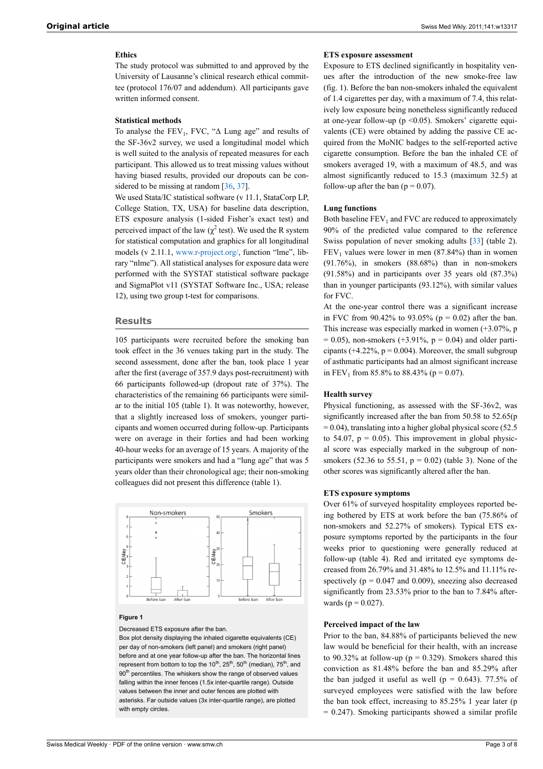#### Ethics

The study protocol was submitted to and approved by the University of Lausanne's clinical research ethical committee (protocol 176/07 and addendum). All participants gave written informed consent.

#### Statistical methods

To analyse the $FEV_1$, FVC, "Δ Lung age" and results of the SF-36v2 survey, we used a longitudinal model which is well suited to the analysis of repeated measures for each participant. This allowed us to treat missing values without having biased results, provided our dropouts can be considered to be missing at random [36, 37].

We used Stata/IC statistical software (v 11.1, StataCorp LP, College Station, TX, USA) for baseline data description, ETS exposure analysis (1-sided Fisher's exact test) and perceived impact of the law ($\chi^2$ test). We used the R system for statistical computation and graphics for all longitudinal models (v 2.11.1, www.r-project.org/, function "lme", library "nlme"). All statistical analyses for exposure data were performed with the SYSTAT statistical software package and SigmaPlot v11 (SYSTAT Software Inc., USA; release 12), using two group t-test for comparisons.

## Results

105 participants were recruited before the smoking ban took effect in the 36 venues taking part in the study. The second assessment, done after the ban, took place 1 year after the first (average of 357.9 days post-recruitment) with 66 participants followed-up (dropout rate of 37%). The characteristics of the remaining 66 participants were similar to the initial 105 (table 1). It was noteworthy, however, that a slightly increased loss of smokers, younger participants and women occurred during follow-up. Participants were on average in their forties and had been working 40-hour weeks for an average of 15 years. A majority of the participants were smokers and had a "lung age" that was 5 years older than their chronological age; their non-smoking colleagues did not present this difference (table 1).

**Figure 1**

Decreased ETS exposure after the ban.

Box plot density displaying the inhaled cigarette equivalents (CE) per day of non-smokers (left panel) and smokers (right panel) before and at one year follow-up after the ban. The horizontal lines represent from bottom to top the 10th, 25th, 50th (median), 75th, and 90th percentiles. The whiskers show the range of observed values falling within the inner fences (1.5x inter-quartile range). Outside values between the inner and outer fences are plotted with asterisks. Far outside values (3x inter-quartile range), are plotted with empty circles.

#### ETS exposure assessment

Exposure to ETS declined significantly in hospitality venues after the introduction of the new smoke-free law (fig. 1). Before the ban non-smokers inhaled the equivalent of 1.4 cigarettes per day, with a maximum of 7.4, this relatively low exposure being nonetheless significantly reduced at one-year follow-up ($p < 0.05$). Smokers' cigarette equivalents (CE) were obtained by adding the passive CE acquired from the MoNIC badges to the self-reported active cigarette consumption. Before the ban the inhaled CE of smokers averaged 19, with a maximum of 48.5, and was almost significantly reduced to 15.3 (maximum 32.5) at follow-up after the ban ($p = 0.07$).

#### Lung functions

Both baseline $FEV_1$ and FVC are reduced to approximately 90% of the predicted value compared to the reference Swiss population of never smoking adults [33] (table 2). $FEV_1$ values were lower in men (87.84%) than in women (91.76%), in smokers (88.68%) than in non-smokers (91.58%) and in participants over 35 years old (87.3%) than in younger participants (93.12%), with similar values for FVC.

At the one-year control there was a significant increase in FVC from 90.42% to 93.05% ($p = 0.02$) after the ban. This increase was especially marked in women (+3.07%, $p = 0.05$), non-smokers (+3.91%, $p = 0.04$) and older participants (+4.22%, $p = 0.004$). Moreover, the small subgroup of asthmatic participants had an almost significant increase in $FEV_1$ from 85.8% to 88.43% ($p = 0.07$).

#### Health survey

Physical functioning, as assessed with the SF-36v2, was significantly increased after the ban from 50.58 to 52.65($p = 0.04$), translating into a higher global physical score (52.5 to 54.07, $p = 0.05$). This improvement in global physical score was especially marked in the subgroup of non-smokers (52.36 to 55.51, $p = 0.02$) (table 3). None of the other scores was significantly altered after the ban.

#### ETS exposure symptoms

Over 61% of surveyed hospitality employees reported being bothered by ETS at work before the ban (75.86% of non-smokers and 52.27% of smokers). Typical ETS exposure symptoms reported by the participants in the four weeks prior to questioning were generally reduced at follow-up (table 4). Red and irritated eye symptoms decreased from 26.79% and 31.48% to 12.5% and 11.11% respectively ($p = 0.047$ and 0.009), sneezing also decreased significantly from 23.53% prior to the ban to 7.84% afterwards ($p = 0.027$).

#### Perceived impact of the law

Prior to the ban, 84.88% of participants believed the new law would be beneficial for their health, with an increase to 90.32% at follow-up ($p = 0.329$). Smokers shared this conviction as 81.48% before the ban and 85.29% after the ban judged it useful as well ($p = 0.643$). 77.5% of surveyed employees were satisfied with the law before the ban took effect, increasing to 85.25% 1 year later ($p = 0.247$). Smoking participants showed a similar profile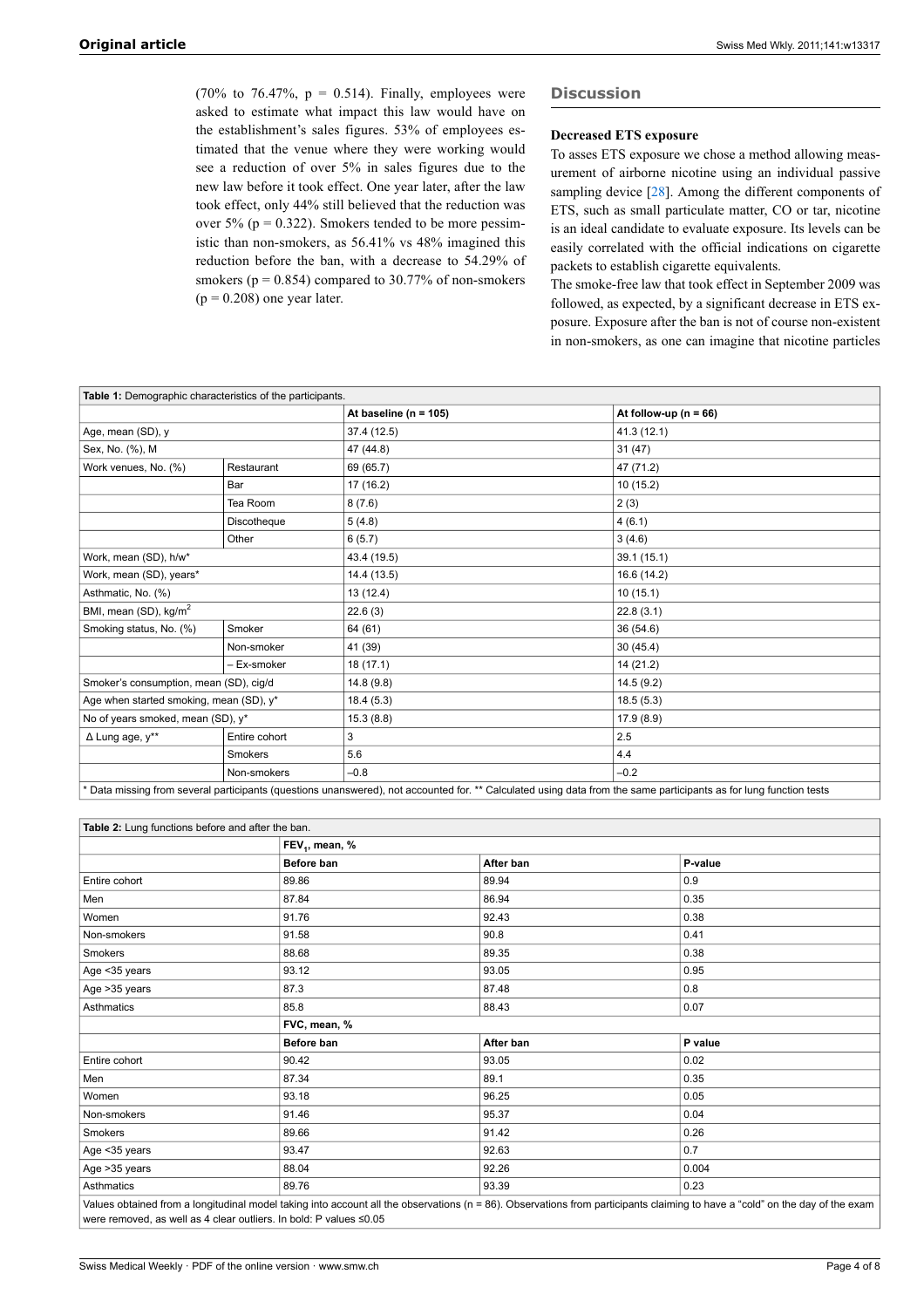(70% to 76.47%, p = 0.514). Finally, employees were asked to estimate what impact this law would have on the establishment's sales figures. 53% of employees estimated that the venue where they were working would see a reduction of over 5% in sales figures due to the new law before it took effect. One year later, after the law took effect, only 44% still believed that the reduction was over 5% (p = 0.322). Smokers tended to be more pessimistic than non-smokers, as 56.41% vs 48% imagined this reduction before the ban, with a decrease to 54.29% of smokers (p = 0.854) compared to 30.77% of non-smokers (p = 0.208) one year later.

## Discussion

### Decreased ETS exposure

To asses ETS exposure we chose a method allowing measurement of airborne nicotine using an individual passive sampling device [28]. Among the different components of ETS, such as small particulate matter, CO or tar, nicotine is an ideal candidate to evaluate exposure. Its levels can be easily correlated with the official indications on cigarette packets to establish cigarette equivalents.

The smoke-free law that took effect in September 2009 was followed, as expected, by a significant decrease in ETS exposure. Exposure after the ban is not of course non-existent in non-smokers, as one can imagine that nicotine particles

**Table 1:** Demographic characteristics of the participants.

| | | At baseline (n = 105) | At follow-up (n = 66) |
|---|---|---|---|
| Age, mean (SD), y | | 37.4 (12.5) | 41.3 (12.1) |
| Sex, No. (%), M | | 47 (44.8) | 31 (47) |
| Work venues, No. (%) | Restaurant | 69 (65.7) | 47 (71.2) |
| | Bar | 17 (16.2) | 10 (15.2) |
| | Tea Room | 8 (7.6) | 2 (3) |
| | Discotheque | 5 (4.8) | 4 (6.1) |
| | Other | 6 (5.7) | 3 (4.6) |
| Work, mean (SD), h/w* | | 43.4 (19.5) | 39.1 (15.1) |
| Work, mean (SD), years* | | 14.4 (13.5) | 16.6 (14.2) |
| Asthmatic, No. (%) | | 13 (12.4) | 10 (15.1) |
| BMI, mean (SD), kg/m$^2$ | | 22.6 (3) | 22.8 (3.1) |
| Smoking status, No. (%) | Smoker | 64 (61) | 36 (54.6) |
| | Non-smoker | 41 (39) | 30 (45.4) |
| | – Ex-smoker | 18 (17.1) | 14 (21.2) |
| Smoker's consumption, mean (SD), cig/d | | 14.8 (9.8) | 14.5 (9.2) |
| Age when started smoking, mean (SD), y* | | 18.4 (5.3) | 18.5 (5.3) |
| No of years smoked, mean (SD), y* | | 15.3 (8.8) | 17.9 (8.9) |
| Δ Lung age, y** | Entire cohort | 3 | 2.5 |
| | Smokers | 5.6 | 4.4 |
| | Non-smokers | –0.8 | –0.2 |

\* Data missing from several participants (questions unanswered), not accounted for. ** Calculated using data from the same participants as for lung function tests

**Table 2:** Lung functions before and after the ban.

| | FEV$_1$, mean, % | | |
|---|---|---|---|
| | **Before ban** | **After ban** | **P-value** |
| Entire cohort | 89.86 | 89.94 | 0.9 |
| Men | 87.84 | 86.94 | 0.35 |
| Women | 91.76 | 92.43 | 0.38 |
| Non-smokers | 91.58 | 90.8 | 0.41 |
| Smokers | 88.68 | 89.35 | 0.38 |
| Age <35 years | 93.12 | 93.05 | 0.95 |
| Age >35 years | 87.3 | 87.48 | 0.8 |
| Asthmatics | 85.8 | 88.43 | 0.07 |
| | **FVC, mean, %** | | |
| | **Before ban** | **After ban** | **P value** |
| Entire cohort | 90.42 | 93.05 | 0.02 |
| Men | 87.34 | 89.1 | 0.35 |
| Women | 93.18 | 96.25 | 0.05 |
| Non-smokers | 91.46 | 95.37 | 0.04 |
| Smokers | 89.66 | 91.42 | 0.26 |
| Age <35 years | 93.47 | 92.63 | 0.7 |
| Age >35 years | 88.04 | 92.26 | 0.004 |
| Asthmatics | 89.76 | 93.39 | 0.23 |

Values obtained from a longitudinal model taking into account all the observations (n = 86). Observations from participants claiming to have a "cold" on the day of the exam were removed, as well as 4 clear outliers. In bold: P values ≤0.05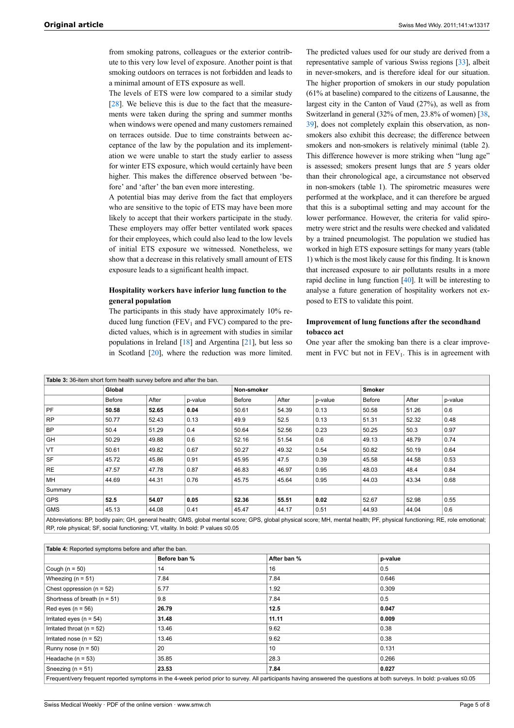from smoking patrons, colleagues or the exterior contribute to this very low level of exposure. Another point is that smoking outdoors on terraces is not forbidden and leads to a minimal amount of ETS exposure as well.

The levels of ETS were low compared to a similar study [28]. We believe this is due to the fact that the measurements were taken during the spring and summer months when windows were opened and many customers remained on terraces outside. Due to time constraints between acceptance of the law by the population and its implementation we were unable to start the study earlier to assess for winter ETS exposure, which would certainly have been higher. This makes the difference observed between 'before' and 'after' the ban even more interesting.

A potential bias may derive from the fact that employers who are sensitive to the topic of ETS may have been more likely to accept that their workers participate in the study. These employers may offer better ventilated work spaces for their employees, which could also lead to the low levels of initial ETS exposure we witnessed. Nonetheless, we show that a decrease in this relatively small amount of ETS exposure leads to a significant health impact.

### Hospitality workers have inferior lung function to the general population

The participants in this study have approximately 10% reduced lung function ($FEV_1$ and FVC) compared to the predicted values, which is in agreement with studies in similar populations in Ireland [18] and Argentina [21], but less so in Scotland [20], where the reduction was more limited. The predicted values used for our study are derived from a representative sample of various Swiss regions [33], albeit in never-smokers, and is therefore ideal for our situation. The higher proportion of smokers in our study population (61% at baseline) compared to the citizens of Lausanne, the largest city in the Canton of Vaud (27%), as well as from Switzerland in general (32% of men, 23.8% of women) [38, 39], does not completely explain this observation, as non-smokers also exhibit this decrease; the difference between smokers and non-smokers is relatively minimal (table 2). This difference however is more striking when "lung age" is assessed; smokers present lungs that are 5 years older than their chronological age, a circumstance not observed in non-smokers (table 1). The spirometric measures were performed at the workplace, and it can therefore be argued that this is a suboptimal setting and may account for the lower performance. However, the criteria for valid spirometry were strict and the results were checked and validated by a trained pneumologist. The population we studied has worked in high ETS exposure settings for many years (table 1) which is the most likely cause for this finding. It is known that increased exposure to air pollutants results in a more rapid decline in lung function [40]. It will be interesting to analyse a future generation of hospitality workers not exposed to ETS to validate this point.

### Improvement of lung functions after the secondhand tobacco act

One year after the smoking ban there is a clear improvement in FVC but not in $FEV_1$. This is in agreement with

**Table 3:** 36-item short form health survey before and after the ban.

| | Global | | | Non-smoker | | | Smoker | | |
|---|---|---|---|---|---|---|---|---|---|
| | Before | After | p-value | Before | After | p-value | Before | After | p-value |
| PF | **50.58** | **52.65** | **0.04** | 50.61 | 54.39 | 0.13 | 50.58 | 51.26 | 0.6 |
| RP | 50.77 | 52.43 | 0.13 | 49.9 | 52.5 | 0.13 | 51.31 | 52.32 | 0.48 |
| BP | 50.4 | 51.29 | 0.4 | 50.64 | 52.56 | 0.23 | 50.25 | 50.3 | 0.97 |
| GH | 50.29 | 49.88 | 0.6 | 52.16 | 51.54 | 0.6 | 49.13 | 48.79 | 0.74 |
| VT | 50.61 | 49.82 | 0.67 | 50.27 | 49.32 | 0.54 | 50.82 | 50.19 | 0.64 |
| SF | 45.72 | 45.86 | 0.91 | 45.95 | 47.5 | 0.39 | 45.58 | 44.58 | 0.53 |
| RE | 47.57 | 47.78 | 0.87 | 46.83 | 46.97 | 0.95 | 48.03 | 48.4 | 0.84 |
| MH | 44.69 | 44.31 | 0.76 | 45.75 | 45.64 | 0.95 | 44.03 | 43.34 | 0.68 |
| Summary | | | | | | | | | |
| GPS | **52.5** | **54.07** | **0.05** | **52.36** | **55.51** | **0.02** | 52.67 | 52.98 | 0.55 |
| GMS | 45.13 | 44.08 | 0.41 | 45.47 | 44.17 | 0.51 | 44.93 | 44.04 | 0.6 |

Abbreviations: BP, bodily pain; GH, general health; GMS, global mental score; GPS, global physical score; MH, mental health; PF, physical functioning; RE, role emotional; RP, role physical; SF, social functioning; VT, vitality. In bold: P values ≤0.05

**Table 4:** Reported symptoms before and after the ban.

| | Before ban % | After ban % | p-value |
|---|---|---|---|
| Cough (n = 50) | 14 | 16 | 0.5 |
| Wheezing (n = 51) | 7.84 | 7.84 | 0.646 |
| Chest oppression (n = 52) | 5.77 | 1.92 | 0.309 |
| Shortness of breath (n = 51) | 9.8 | 7.84 | 0.5 |
| Red eyes (n = 56) | **26.79** | **12.5** | **0.047** |
| Irritated eyes (n = 54) | **31.48** | **11.11** | **0.009** |
| Irritated throat (n = 52) | 13.46 | 9.62 | 0.38 |
| Irritated nose (n = 52) | 13.46 | 9.62 | 0.38 |
| Runny nose (n = 50) | 20 | 10 | 0.131 |
| Headache (n = 53) | 35.85 | 28.3 | 0.266 |
| Sneezing (n = 51) | **23.53** | **7.84** | **0.027** |

Frequent/very frequent reported symptoms in the 4-week period prior to survey. All participants having answered the questions at both surveys. In bold: p-values ≤0.05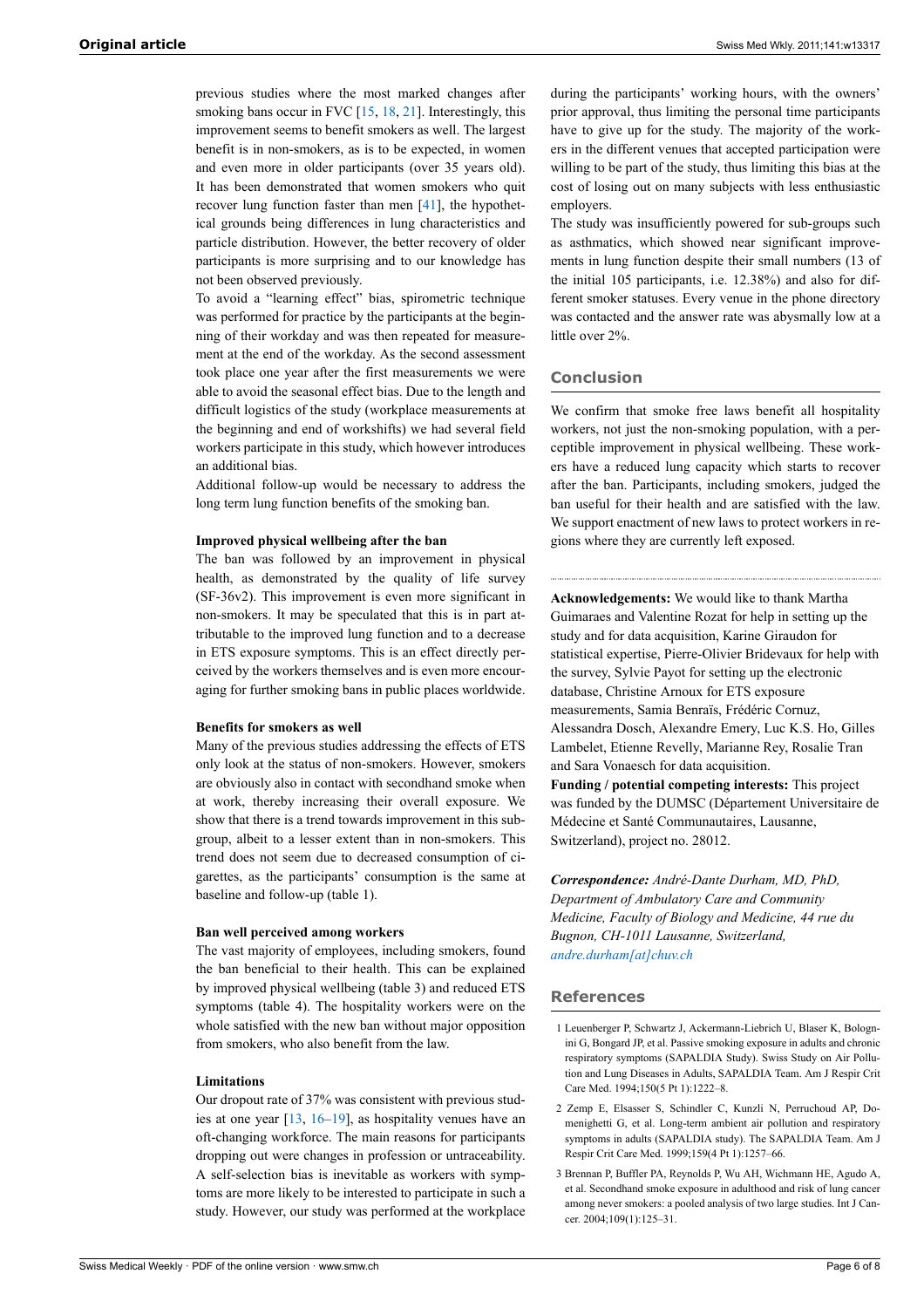previous studies where the most marked changes after smoking bans occur in FVC [15, 18, 21]. Interestingly, this improvement seems to benefit smokers as well. The largest benefit is in non-smokers, as is to be expected, in women and even more in older participants (over 35 years old). It has been demonstrated that women smokers who quit recover lung function faster than men [41], the hypothetical grounds being differences in lung characteristics and particle distribution. However, the better recovery of older participants is more surprising and to our knowledge has not been observed previously.

To avoid a "learning effect" bias, spirometric technique was performed for practice by the participants at the beginning of their workday and was then repeated for measurement at the end of the workday. As the second assessment took place one year after the first measurements we were able to avoid the seasonal effect bias. Due to the length and difficult logistics of the study (workplace measurements at the beginning and end of workshifts) we had several field workers participate in this study, which however introduces an additional bias.

Additional follow-up would be necessary to address the long term lung function benefits of the smoking ban.

### Improved physical wellbeing after the ban

The ban was followed by an improvement in physical health, as demonstrated by the quality of life survey (SF-36v2). This improvement is even more significant in non-smokers. It may be speculated that this is in part attributable to the improved lung function and to a decrease in ETS exposure symptoms. This is an effect directly perceived by the workers themselves and is even more encouraging for further smoking bans in public places worldwide.

### Benefits for smokers as well

Many of the previous studies addressing the effects of ETS only look at the status of non-smokers. However, smokers are obviously also in contact with secondhand smoke when at work, thereby increasing their overall exposure. We show that there is a trend towards improvement in this subgroup, albeit to a lesser extent than in non-smokers. This trend does not seem due to decreased consumption of cigarettes, as the participants' consumption is the same at baseline and follow-up (table 1).

### Ban well perceived among workers

The vast majority of employees, including smokers, found the ban beneficial to their health. This can be explained by improved physical wellbeing (table 3) and reduced ETS symptoms (table 4). The hospitality workers were on the whole satisfied with the new ban without major opposition from smokers, who also benefit from the law.

### Limitations

Our dropout rate of 37% was consistent with previous studies at one year [13, 16–19], as hospitality venues have an oft-changing workforce. The main reasons for participants dropping out were changes in profession or untraceability. A self-selection bias is inevitable as workers with symptoms are more likely to be interested to participate in such a study. However, our study was performed at the workplace during the participants' working hours, with the owners' prior approval, thus limiting the personal time participants have to give up for the study. The majority of the workers in the different venues that accepted participation were willing to be part of the study, thus limiting this bias at the cost of losing out on many subjects with less enthusiastic employers.

The study was insufficiently powered for sub-groups such as asthmatics, which showed near significant improvements in lung function despite their small numbers (13 of the initial 105 participants, i.e. 12.38%) and also for different smoker statuses. Every venue in the phone directory was contacted and the answer rate was abysmally low at a little over 2%.

## Conclusion

We confirm that smoke free laws benefit all hospitality workers, not just the non-smoking population, with a perceptible improvement in physical wellbeing. These workers have a reduced lung capacity which starts to recover after the ban. Participants, including smokers, judged the ban useful for their health and are satisfied with the law. We support enactment of new laws to protect workers in regions where they are currently left exposed.

**Acknowledgements:** We would like to thank Martha Guimaraes and Valentine Rozat for help in setting up the study and for data acquisition, Karine Giraudon for statistical expertise, Pierre-Olivier Bridevaux for help with the survey, Sylvie Payot for setting up the electronic database, Christine Arnoux for ETS exposure measurements, Samia Benraïs, Frédéric Cornuz, Alessandra Dosch, Alexandre Emery, Luc K.S. Ho, Gilles Lambelet, Etienne Revelly, Marianne Rey, Rosalie Tran and Sara Vonaesch for data acquisition.

**Funding / potential competing interests:** This project was funded by the DUMSC (Département Universitaire de Médecine et Santé Communautaires, Lausanne, Switzerland), project no. 28012.

***Correspondence:*** *André-Dante Durham, MD, PhD, Department of Ambulatory Care and Community Medicine, Faculty of Biology and Medicine, 44 rue du Bugnon, CH-1011 Lausanne, Switzerland, andre.durham[at]chuv.ch*

## References

1. Leuenberger P, Schwartz J, Ackermann-Liebrich U, Blaser K, Bolognini G, Bongard JP, et al. Passive smoking exposure in adults and chronic respiratory symptoms (SAPALDIA Study). Swiss Study on Air Pollution and Lung Diseases in Adults, SAPALDIA Team. Am J Respir Crit Care Med. 1994;150(5 Pt 1):1222–8.
2. Zemp E, Elsasser S, Schindler C, Kunzli N, Perruchoud AP, Domenighetti G, et al. Long-term ambient air pollution and respiratory symptoms in adults (SAPALDIA study). The SAPALDIA Team. Am J Respir Crit Care Med. 1999;159(4 Pt 1):1257–66.
3. Brennan P, Buffler PA, Reynolds P, Wu AH, Wichmann HE, Agudo A, et al. Secondhand smoke exposure in adulthood and risk of lung cancer among never smokers: a pooled analysis of two large studies. Int J Cancer. 2004;109(1):125–31.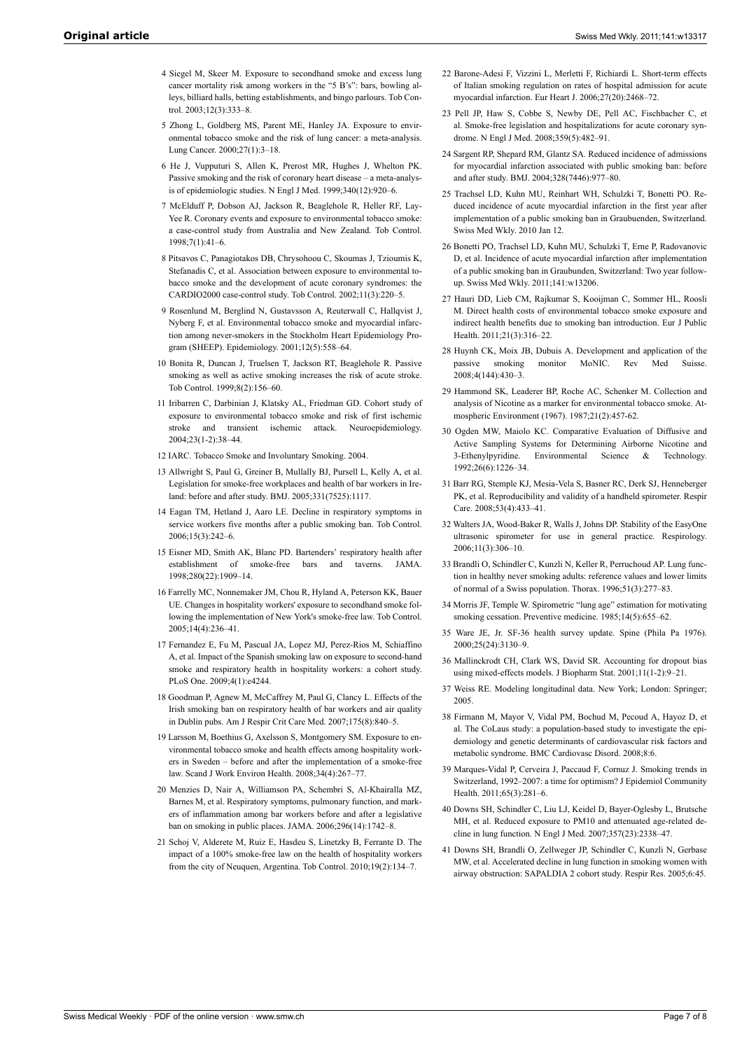4 Siegel M, Skeer M. Exposure to secondhand smoke and excess lung cancer mortality risk among workers in the "5 B's": bars, bowling alleys, billiard halls, betting establishments, and bingo parlours. Tob Control. 2003;12(3):333–8.

5 Zhong L, Goldberg MS, Parent ME, Hanley JA. Exposure to environmental tobacco smoke and the risk of lung cancer: a meta-analysis. Lung Cancer. 2000;27(1):3–18.

6 He J, Vupputuri S, Allen K, Prerost MR, Hughes J, Whelton PK. Passive smoking and the risk of coronary heart disease – a meta-analysis of epidemiologic studies. N Engl J Med. 1999;340(12):920–6.

7 McElduff P, Dobson AJ, Jackson R, Beaglehole R, Heller RF, Lay-Yee R. Coronary events and exposure to environmental tobacco smoke: a case-control study from Australia and New Zealand. Tob Control. 1998;7(1):41–6.

8 Pitsavos C, Panagiotakos DB, Chrysohoou C, Skoumas J, Tzioumis K, Stefanadis C, et al. Association between exposure to environmental tobacco smoke and the development of acute coronary syndromes: the CARDIO2000 case-control study. Tob Control. 2002;11(3):220–5.

9 Rosenlund M, Berglind N, Gustavsson A, Reuterwall C, Hallqvist J, Nyberg F, et al. Environmental tobacco smoke and myocardial infarction among never-smokers in the Stockholm Heart Epidemiology Program (SHEEP). Epidemiology. 2001;12(5):558–64.

10 Bonita R, Duncan J, Truelsen T, Jackson RT, Beaglehole R. Passive smoking as well as active smoking increases the risk of acute stroke. Tob Control. 1999;8(2):156–60.

11 Iribarren C, Darbinian J, Klatsky AL, Friedman GD. Cohort study of exposure to environmental tobacco smoke and risk of first ischemic stroke and transient ischemic attack. Neuroepidemiology. 2004;23(1-2):38–44.

12 IARC. Tobacco Smoke and Involuntary Smoking. 2004.

13 Allwright S, Paul G, Greiner B, Mullally BJ, Pursell L, Kelly A, et al. Legislation for smoke-free workplaces and health of bar workers in Ireland: before and after study. BMJ. 2005;331(7525):1117.

14 Eagan TM, Hetland J, Aaro LE. Decline in respiratory symptoms in service workers five months after a public smoking ban. Tob Control. 2006;15(3):242–6.

15 Eisner MD, Smith AK, Blanc PD. Bartenders' respiratory health after establishment of smoke-free bars and taverns. JAMA. 1998;280(22):1909–14.

16 Farrelly MC, Nonnemaker JM, Chou R, Hyland A, Peterson KK, Bauer UE. Changes in hospitality workers' exposure to secondhand smoke following the implementation of New York's smoke-free law. Tob Control. 2005;14(4):236–41.

17 Fernandez E, Fu M, Pascual JA, Lopez MJ, Perez-Rios M, Schiaffino A, et al. Impact of the Spanish smoking law on exposure to second-hand smoke and respiratory health in hospitality workers: a cohort study. PLoS One. 2009;4(1):e4244.

18 Goodman P, Agnew M, McCaffrey M, Paul G, Clancy L. Effects of the Irish smoking ban on respiratory health of bar workers and air quality in Dublin pubs. Am J Respir Crit Care Med. 2007;175(8):840–5.

19 Larsson M, Boethius G, Axelsson S, Montgomery SM. Exposure to environmental tobacco smoke and health effects among hospitality workers in Sweden – before and after the implementation of a smoke-free law. Scand J Work Environ Health. 2008;34(4):267–77.

20 Menzies D, Nair A, Williamson PA, Schembri S, Al-Khairalla MZ, Barnes M, et al. Respiratory symptoms, pulmonary function, and markers of inflammation among bar workers before and after a legislative ban on smoking in public places. JAMA. 2006;296(14):1742–8.

21 Schoj V, Alderete M, Ruiz E, Hasdeu S, Linetzky B, Ferrante D. The impact of a 100% smoke-free law on the health of hospitality workers from the city of Neuquen, Argentina. Tob Control. 2010;19(2):134–7.

22 Barone-Adesi F, Vizzini L, Merletti F, Richiardi L. Short-term effects of Italian smoking regulation on rates of hospital admission for acute myocardial infarction. Eur Heart J. 2006;27(20):2468–72.

23 Pell JP, Haw S, Cobbe S, Newby DE, Pell AC, Fischbacher C, et al. Smoke-free legislation and hospitalizations for acute coronary syndrome. N Engl J Med. 2008;359(5):482–91.

24 Sargent RP, Shepard RM, Glantz SA. Reduced incidence of admissions for myocardial infarction associated with public smoking ban: before and after study. BMJ. 2004;328(7446):977–80.

25 Trachsel LD, Kuhn MU, Reinhart WH, Schulzki T, Bonetti PO. Reduced incidence of acute myocardial infarction in the first year after implementation of a public smoking ban in Graubuenden, Switzerland. Swiss Med Wkly. 2010 Jan 12.

26 Bonetti PO, Trachsel LD, Kuhn MU, Schulzki T, Erne P, Radovanovic D, et al. Incidence of acute myocardial infarction after implementation of a public smoking ban in Graubunden, Switzerland: Two year follow-up. Swiss Med Wkly. 2011;141:w13206.

27 Hauri DD, Lieb CM, Rajkumar S, Kooijman C, Sommer HL, Roosli M. Direct health costs of environmental tobacco smoke exposure and indirect health benefits due to smoking ban introduction. Eur J Public Health. 2011;21(3):316–22.

28 Huynh CK, Moix JB, Dubuis A. Development and application of the passive smoking monitor MoNIC. Rev Med Suisse. 2008;4(144):430–3.

29 Hammond SK, Leaderer BP, Roche AC, Schenker M. Collection and analysis of Nicotine as a marker for environmental tobacco smoke. Atmospheric Environment (1967). 1987;21(2):457-62.

30 Ogden MW, Maiolo KC. Comparative Evaluation of Diffusive and Active Sampling Systems for Determining Airborne Nicotine and 3-Ethenylpyridine. Environmental Science & Technology. 1992;26(6):1226–34.

31 Barr RG, Stemple KJ, Mesia-Vela S, Basner RC, Derk SJ, Henneberger PK, et al. Reproducibility and validity of a handheld spirometer. Respir Care. 2008;53(4):433–41.

32 Walters JA, Wood-Baker R, Walls J, Johns DP. Stability of the EasyOne ultrasonic spirometer for use in general practice. Respirology. 2006;11(3):306–10.

33 Brandli O, Schindler C, Kunzli N, Keller R, Perruchoud AP. Lung function in healthy never smoking adults: reference values and lower limits of normal of a Swiss population. Thorax. 1996;51(3):277–83.

34 Morris JF, Temple W. Spirometric "lung age" estimation for motivating smoking cessation. Preventive medicine. 1985;14(5):655–62.

35 Ware JE, Jr. SF-36 health survey update. Spine (Phila Pa 1976). 2000;25(24):3130–9.

36 Mallinckrodt CH, Clark WS, David SR. Accounting for dropout bias using mixed-effects models. J Biopharm Stat. 2001;11(1-2):9–21.

37 Weiss RE. Modeling longitudinal data. New York; London: Springer; 2005.

38 Firmann M, Mayor V, Vidal PM, Bochud M, Pecoud A, Hayoz D, et al. The CoLaus study: a population-based study to investigate the epidemiology and genetic determinants of cardiovascular risk factors and metabolic syndrome. BMC Cardiovasc Disord. 2008;8:6.

39 Marques-Vidal P, Cerveira J, Paccaud F, Cornuz J. Smoking trends in Switzerland, 1992–2007: a time for optimism? J Epidemiol Community Health. 2011;65(3):281–6.

40 Downs SH, Schindler C, Liu LJ, Keidel D, Bayer-Oglesby L, Brutsche MH, et al. Reduced exposure to PM10 and attenuated age-related decline in lung function. N Engl J Med. 2007;357(23):2338–47.

41 Downs SH, Brandli O, Zellweger JP, Schindler C, Kunzli N, Gerbase MW, et al. Accelerated decline in lung function in smoking women with airway obstruction: SAPALDIA 2 cohort study. Respir Res. 2005;6:45.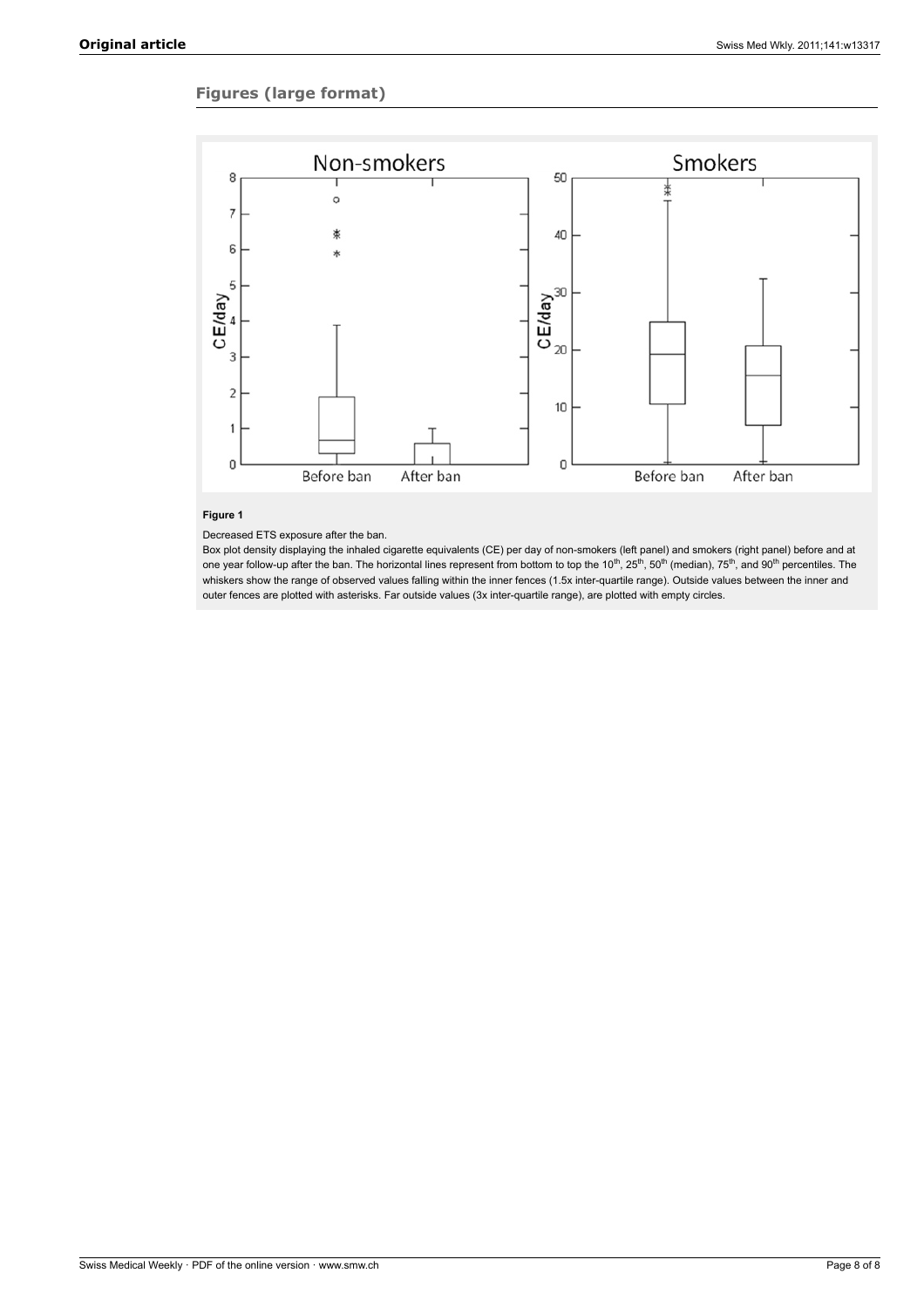## Figures (large format)

Non-smokers

Smokers

CE/day

8
7
6
5
4
3
2
1
0

50
40
30
20
10
0

Before ban

After ban

Before ban

After ban

**Figure 1**

Decreased ETS exposure after the ban.

Box plot density displaying the inhaled cigarette equivalents (CE) per day of non-smokers (left panel) and smokers (right panel) before and at one year follow-up after the ban. The horizontal lines represent from bottom to top the 10th, 25th, 50th (median), 75th, and 90th percentiles. The whiskers show the range of observed values falling within the inner fences (1.5x inter-quartile range). Outside values between the inner and outer fences are plotted with asterisks. Far outside values (3x inter-quartile range), are plotted with empty circles.